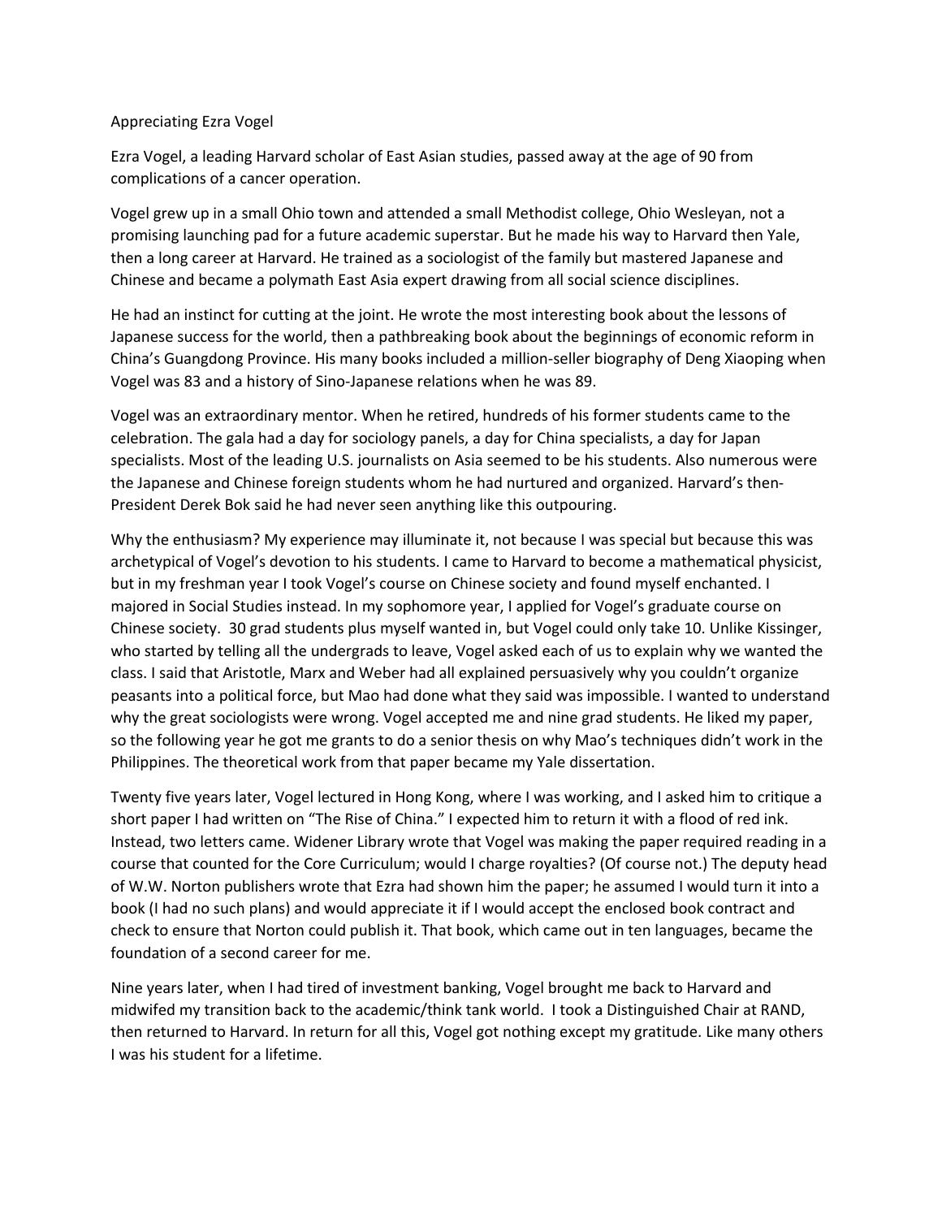# Appreciating Ezra Vogel

Ezra Vogel, a leading Harvard scholar of East Asian studies, passed away at the age of 90 from complications of a cancer operation.

Vogel grew up in a small Ohio town and attended a small Methodist college, Ohio Wesleyan, not a promising launching pad for a future academic superstar. But he made his way to Harvard then Yale, then a long career at Harvard. He trained as a sociologist of the family but mastered Japanese and Chinese and became a polymath East Asia expert drawing from all social science disciplines.

He had an instinct for cutting at the joint. He wrote the most interesting book about the lessons of Japanese success for the world, then a pathbreaking book about the beginnings of economic reform in China's Guangdong Province. His many books included a million-seller biography of Deng Xiaoping when Vogel was 83 and a history of Sino-Japanese relations when he was 89.

Vogel was an extraordinary mentor. When he retired, hundreds of his former students came to the celebration. The gala had a day for sociology panels, a day for China specialists, a day for Japan specialists. Most of the leading U.S. journalists on Asia seemed to be his students. Also numerous were the Japanese and Chinese foreign students whom he had nurtured and organized. Harvard's then-President Derek Bok said he had never seen anything like this outpouring.

Why the enthusiasm? My experience may illuminate it, not because I was special but because this was archetypical of Vogel's devotion to his students. I came to Harvard to become a mathematical physicist, but in my freshman year I took Vogel's course on Chinese society and found myself enchanted. I majored in Social Studies instead. In my sophomore year, I applied for Vogel's graduate course on Chinese society. 30 grad students plus myself wanted in, but Vogel could only take 10. Unlike Kissinger, who started by telling all the undergrads to leave, Vogel asked each of us to explain why we wanted the class. I said that Aristotle, Marx and Weber had all explained persuasively why you couldn't organize peasants into a political force, but Mao had done what they said was impossible. I wanted to understand why the great sociologists were wrong. Vogel accepted me and nine grad students. He liked my paper, so the following year he got me grants to do a senior thesis on why Mao's techniques didn't work in the Philippines. The theoretical work from that paper became my Yale dissertation.

Twenty five years later, Vogel lectured in Hong Kong, where I was working, and I asked him to critique a short paper I had written on "The Rise of China." I expected him to return it with a flood of red ink. Instead, two letters came. Widener Library wrote that Vogel was making the paper required reading in a course that counted for the Core Curriculum; would I charge royalties? (Of course not.) The deputy head of W.W. Norton publishers wrote that Ezra had shown him the paper; he assumed I would turn it into a book (I had no such plans) and would appreciate it if I would accept the enclosed book contract and check to ensure that Norton could publish it. That book, which came out in ten languages, became the foundation of a second career for me.

Nine years later, when I had tired of investment banking, Vogel brought me back to Harvard and midwifed my transition back to the academic/think tank world. I took a Distinguished Chair at RAND, then returned to Harvard. In return for all this, Vogel got nothing except my gratitude. Like many others I was his student for a lifetime.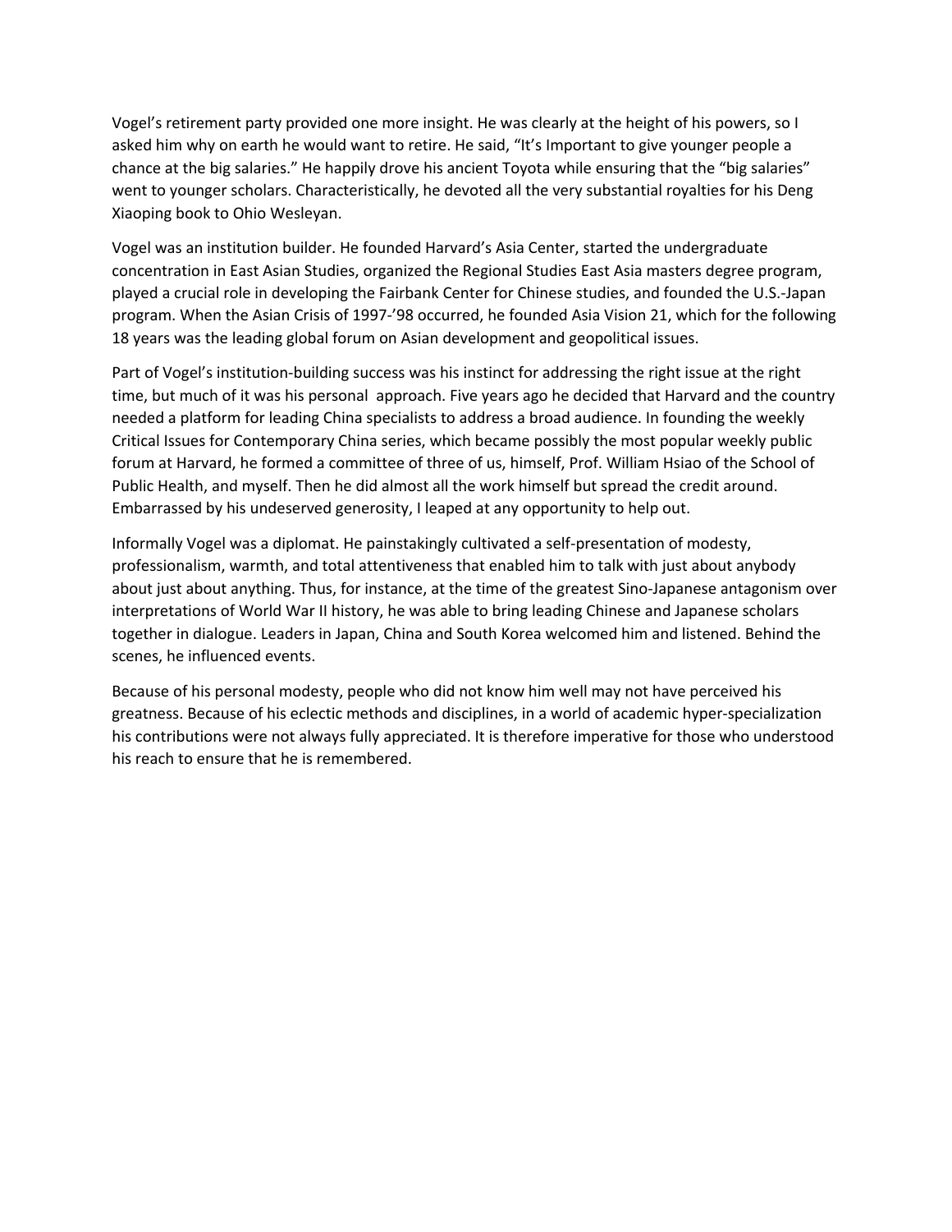Vogel's retirement party provided one more insight. He was clearly at the height of his powers, so I asked him why on earth he would want to retire. He said, "It's Important to give younger people a chance at the big salaries." He happily drove his ancient Toyota while ensuring that the "big salaries" went to younger scholars. Characteristically, he devoted all the very substantial royalties for his Deng Xiaoping book to Ohio Wesleyan.

Vogel was an institution builder. He founded Harvard's Asia Center, started the undergraduate concentration in East Asian Studies, organized the Regional Studies East Asia masters degree program, played a crucial role in developing the Fairbank Center for Chinese studies, and founded the U.S.-Japan program. When the Asian Crisis of 1997-'98 occurred, he founded Asia Vision 21, which for the following 18 years was the leading global forum on Asian development and geopolitical issues.

Part of Vogel's institution-building success was his instinct for addressing the right issue at the right time, but much of it was his personal approach. Five years ago he decided that Harvard and the country needed a platform for leading China specialists to address a broad audience. In founding the weekly Critical Issues for Contemporary China series, which became possibly the most popular weekly public forum at Harvard, he formed a committee of three of us, himself, Prof. William Hsiao of the School of Public Health, and myself. Then he did almost all the work himself but spread the credit around. Embarrassed by his undeserved generosity, I leaped at any opportunity to help out.

Informally Vogel was a diplomat. He painstakingly cultivated a self-presentation of modesty, professionalism, warmth, and total attentiveness that enabled him to talk with just about anybody about just about anything. Thus, for instance, at the time of the greatest Sino-Japanese antagonism over interpretations of World War II history, he was able to bring leading Chinese and Japanese scholars together in dialogue. Leaders in Japan, China and South Korea welcomed him and listened. Behind the scenes, he influenced events.

Because of his personal modesty, people who did not know him well may not have perceived his greatness. Because of his eclectic methods and disciplines, in a world of academic hyper-specialization his contributions were not always fully appreciated. It is therefore imperative for those who understood his reach to ensure that he is remembered.